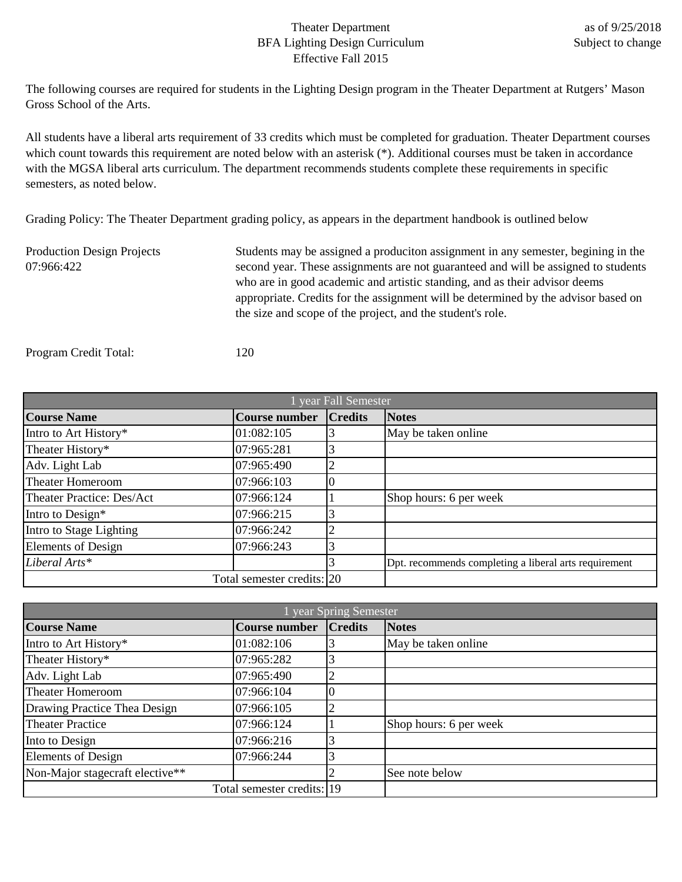Theater Department
BFA Lighting Design Curriculum
Effective Fall 2015

as of 9/25/2018
Subject to change

The following courses are required for students in the Lighting Design program in the Theater Department at Rutgers' Mason Gross School of the Arts.

All students have a liberal arts requirement of 33 credits which must be completed for graduation. Theater Department courses which count towards this requirement are noted below with an asterisk (*). Additional courses must be taken in accordance with the MGSA liberal arts curriculum. The department recommends students complete these requirements in specific semesters, as noted below.

Grading Policy: The Theater Department grading policy, as appears in the department handbook is outlined below

Production Design Projects
07:966:422

Students may be assigned a produciton assignment in any semester, begining in the second year. These assignments are not guaranteed and will be assigned to students who are in good academic and artistic standing, and as their advisor deems appropriate. Credits for the assignment will be determined by the advisor based on the size and scope of the project, and the student's role.

Program Credit Total: 120

| 1 year Fall Semester | | | |
|---|---|---|---|
| **Course Name** | **Course number** | **Credits** | **Notes** |
| Intro to Art History* | 01:082:105 | 3 | May be taken online |
| Theater History* | 07:965:281 | 3 | |
| Adv. Light Lab | 07:965:490 | 2 | |
| Theater Homeroom | 07:966:103 | 0 | |
| Theater Practice: Des/Act | 07:966:124 | 1 | Shop hours: 6 per week |
| Intro to Design* | 07:966:215 | 3 | |
| Intro to Stage Lighting | 07:966:242 | 2 | |
| Elements of Design | 07:966:243 | 3 | |
| *Liberal Arts** | | 3 | Dpt. recommends completing a liberal arts requirement |
| | Total semester credits: | 20 | |

| 1 year Spring Semester | | | |
|---|---|---|---|
| **Course Name** | **Course number** | **Credits** | **Notes** |
| Intro to Art History* | 01:082:106 | 3 | May be taken online |
| Theater History* | 07:965:282 | 3 | |
| Adv. Light Lab | 07:965:490 | 2 | |
| Theater Homeroom | 07:966:104 | 0 | |
| Drawing Practice Thea Design | 07:966:105 | 2 | |
| Theater Practice | 07:966:124 | 1 | Shop hours: 6 per week |
| Into to Design | 07:966:216 | 3 | |
| Elements of Design | 07:966:244 | 3 | |
| Non-Major stagecraft elective** | | 2 | See note below |
| | Total semester credits: | 19 | |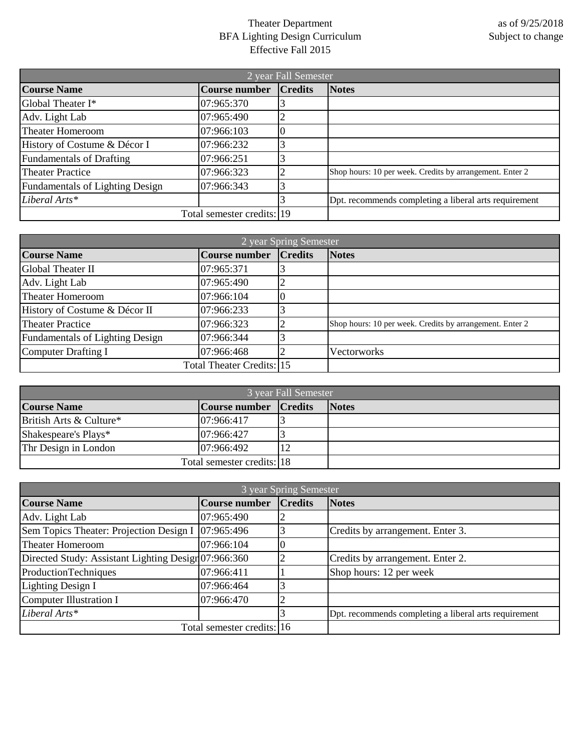Theater Department
BFA Lighting Design Curriculum
Effective Fall 2015

as of 9/25/2018
Subject to change

| 2 year Fall Semester | | | |
|---|---|---|---|
| **Course Name** | **Course number** | **Credits** | **Notes** |
| Global Theater I* | 07:965:370 | 3 | |
| Adv. Light Lab | 07:965:490 | 2 | |
| Theater Homeroom | 07:966:103 | 0 | |
| History of Costume & Décor I | 07:966:232 | 3 | |
| Fundamentals of Drafting | 07:966:251 | 3 | |
| Theater Practice | 07:966:323 | 2 | Shop hours: 10 per week. Credits by arrangement. Enter 2 |
| Fundamentals of Lighting Design | 07:966:343 | 3 | |
| *Liberal Arts** | | 3 | Dpt. recommends completing a liberal arts requirement |
| | Total semester credits: | 19 | |

| 2 year Spring Semester | | | |
|---|---|---|---|
| **Course Name** | **Course number** | **Credits** | **Notes** |
| Global Theater II | 07:965:371 | 3 | |
| Adv. Light Lab | 07:965:490 | 2 | |
| Theater Homeroom | 07:966:104 | 0 | |
| History of Costume & Décor II | 07:966:233 | 3 | |
| Theater Practice | 07:966:323 | 2 | Shop hours: 10 per week. Credits by arrangement. Enter 2 |
| Fundamentals of Lighting Design | 07:966:344 | 3 | |
| Computer Drafting I | 07:966:468 | 2 | Vectorworks |
| | Total Theater Credits: | 15 | |

| 3 year Fall Semester | | | |
|---|---|---|---|
| **Course Name** | **Course number** | **Credits** | **Notes** |
| British Arts & Culture* | 07:966:417 | 3 | |
| Shakespeare's Plays* | 07:966:427 | 3 | |
| Thr Design in London | 07:966:492 | 12 | |
| | Total semester credits: | 18 | |

| 3 year Spring Semester | | | |
|---|---|---|---|
| **Course Name** | **Course number** | **Credits** | **Notes** |
| Adv. Light Lab | 07:965:490 | 2 | |
| Sem Topics Theater: Projection Design I | 07:965:496 | 3 | Credits by arrangement. Enter 3. |
| Theater Homeroom | 07:966:104 | 0 | |
| Directed Study: Assistant Lighting Design | 07:966:360 | 2 | Credits by arrangement. Enter 2. |
| ProductionTechniques | 07:966:411 | 1 | Shop hours: 12 per week |
| Lighting Design I | 07:966:464 | 3 | |
| Computer Illustration I | 07:966:470 | 2 | |
| *Liberal Arts** | | 3 | Dpt. recommends completing a liberal arts requirement |
| | Total semester credits: | 16 | |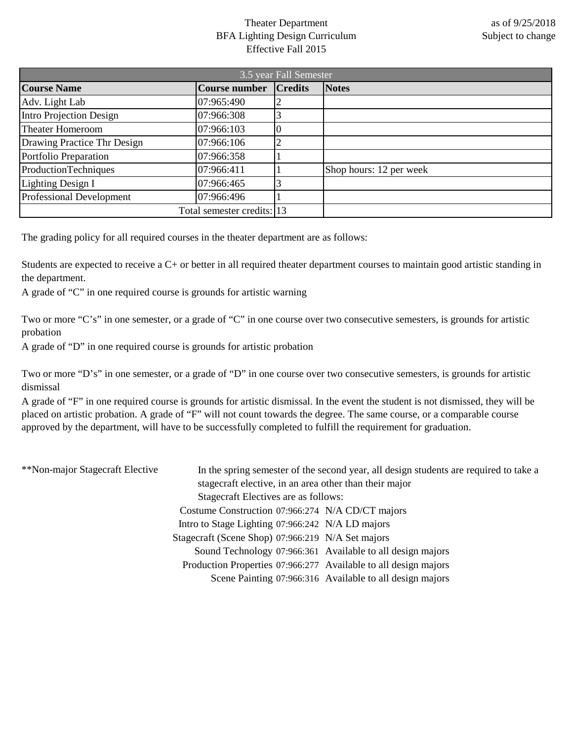Theater Department
BFA Lighting Design Curriculum
Effective Fall 2015

as of 9/25/2018
Subject to change

| 3.5 year Fall Semester | | | |
|---|---|---|---|
| **Course Name** | **Course number** | **Credits** | **Notes** |
| Adv. Light Lab | 07:965:490 | 2 | |
| Intro Projection Design | 07:966:308 | 3 | |
| Theater Homeroom | 07:966:103 | 0 | |
| Drawing Practice Thr Design | 07:966:106 | 2 | |
| Portfolio Preparation | 07:966:358 | 1 | |
| ProductionTechniques | 07:966:411 | 1 | Shop hours: 12 per week |
| Lighting Design I | 07:966:465 | 3 | |
| Professional Development | 07:966:496 | 1 | |
| Total semester credits: | | 13 | |

The grading policy for all required courses in the theater department are as follows:

Students are expected to receive a C+ or better in all required theater department courses to maintain good artistic standing in the department.
A grade of "C" in one required course is grounds for artistic warning

Two or more "C's" in one semester, or a grade of "C" in one course over two consecutive semesters, is grounds for artistic probation
A grade of "D" in one required course is grounds for artistic probation

Two or more "D's" in one semester, or a grade of "D" in one course over two consecutive semesters, is grounds for artistic dismissal
A grade of "F" in one required course is grounds for artistic dismissal. In the event the student is not dismissed, they will be placed on artistic probation. A grade of "F" will not count towards the degree. The same course, or a comparable course approved by the department, will have to be successfully completed to fulfill the requirement for graduation.

**Non-major Stagecraft Elective

In the spring semester of the second year, all design students are required to take a stagecraft elective, in an area other than their major
Stagecraft Electives are as follows:

| | | |
|---|---|---|
| Costume Construction | 07:966:274 | N/A CD/CT majors |
| Intro to Stage Lighting | 07:966:242 | N/A LD majors |
| Stagecraft (Scene Shop) | 07:966:219 | N/A Set majors |
| Sound Technology | 07:966:361 | Available to all design majors |
| Production Properties | 07:966:277 | Available to all design majors |
| Scene Painting | 07:966:316 | Available to all design majors |